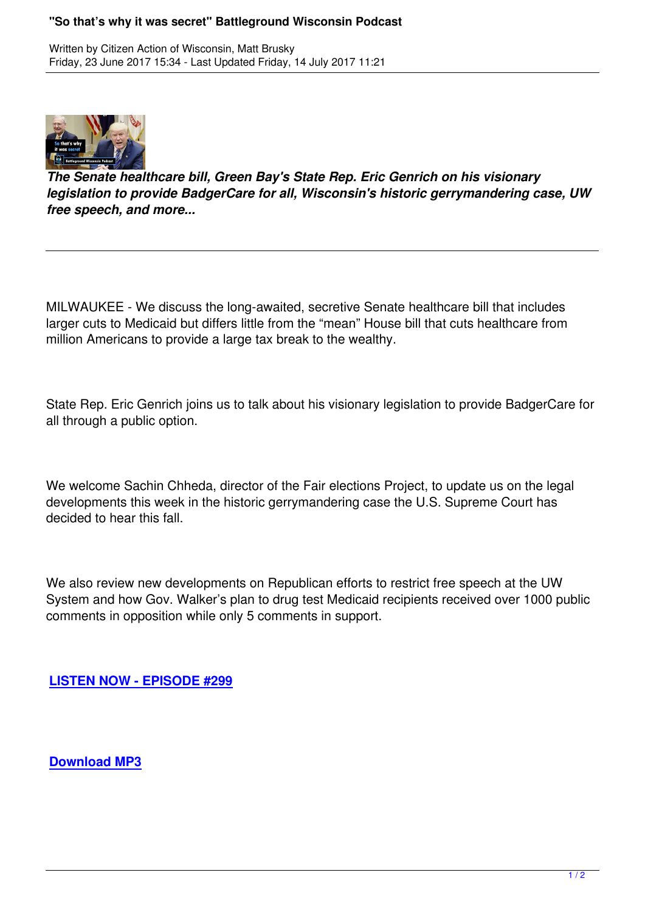# "So that's why it was secret" Battleground Wisconsin Podcast

Written by Citizen Action of Wisconsin, Matt Brusky
Friday, 23 June 2017 15:34 - Last Updated Friday, 14 July 2017 11:21

***The Senate healthcare bill, Green Bay's State Rep. Eric Genrich on his visionary legislation to provide BadgerCare for all, Wisconsin's historic gerrymandering case, UW free speech, and more...***

---

MILWAUKEE - We discuss the long-awaited, secretive Senate healthcare bill that includes larger cuts to Medicaid but differs little from the "mean" House bill that cuts healthcare from million Americans to provide a large tax break to the wealthy.

State Rep. Eric Genrich joins us to talk about his visionary legislation to provide BadgerCare for all through a public option.

We welcome Sachin Chheda, director of the Fair elections Project, to update us on the legal developments this week in the historic gerrymandering case the U.S. Supreme Court has decided to hear this fall.

We also review new developments on Republican efforts to restrict free speech at the UW System and how Gov. Walker's plan to drug test Medicaid recipients received over 1000 public comments in opposition while only 5 comments in support.

**LISTEN NOW - EPISODE #299**

**Download MP3**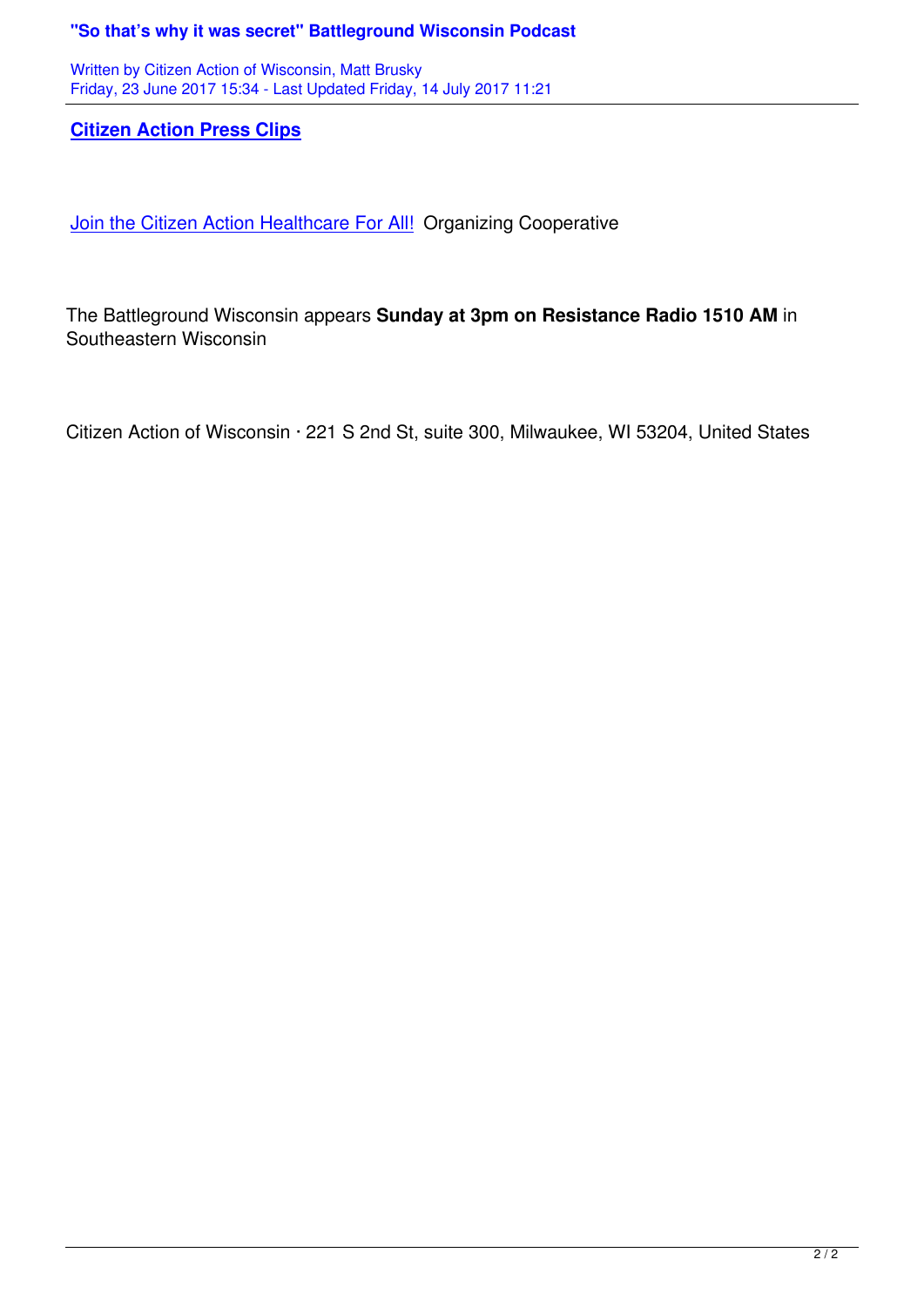**Citizen Action Press Clips**

Join the Citizen Action Healthcare For All! Organizing Cooperative

The Battleground Wisconsin appears **Sunday at 3pm on Resistance Radio 1510 AM** in Southeastern Wisconsin

Citizen Action of Wisconsin · 221 S 2nd St, suite 300, Milwaukee, WI 53204, United States